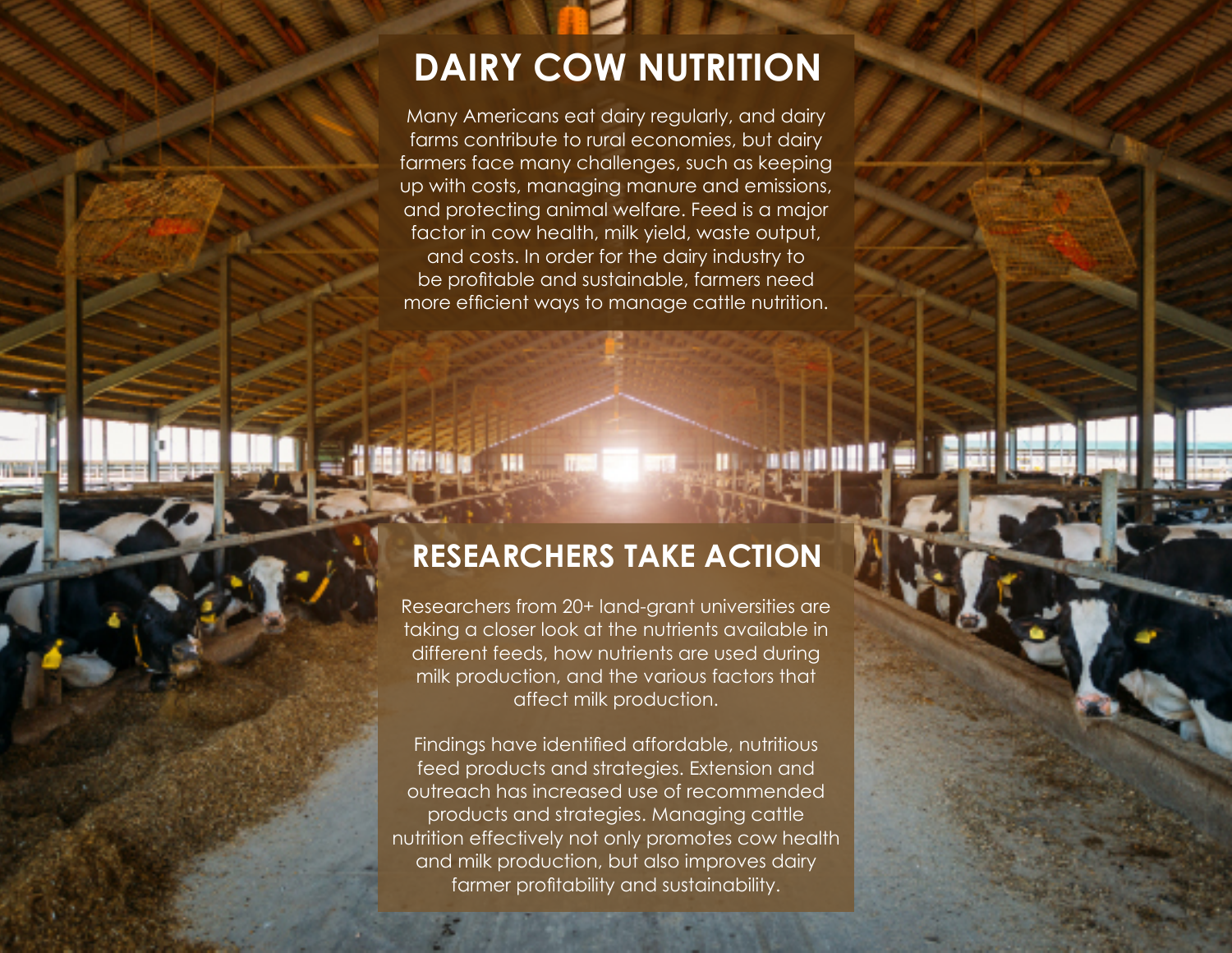# DAIRY COW NUTRITION

Many Americans eat dairy regularly, and dairy farms contribute to rural economies, but dairy farmers face many challenges, such as keeping up with costs, managing manure and emissions, and protecting animal welfare. Feed is a major factor in cow health, milk yield, waste output, and costs. In order for the dairy industry to be profitable and sustainable, farmers need more efficient ways to manage cattle nutrition.

# RESEARCHERS TAKE ACTION

Researchers from 20+ land-grant universities are taking a closer look at the nutrients available in different feeds, how nutrients are used during milk production, and the various factors that affect milk production.

Findings have identified affordable, nutritious feed products and strategies. Extension and outreach has increased use of recommended products and strategies. Managing cattle nutrition effectively not only promotes cow health and milk production, but also improves dairy farmer profitability and sustainability.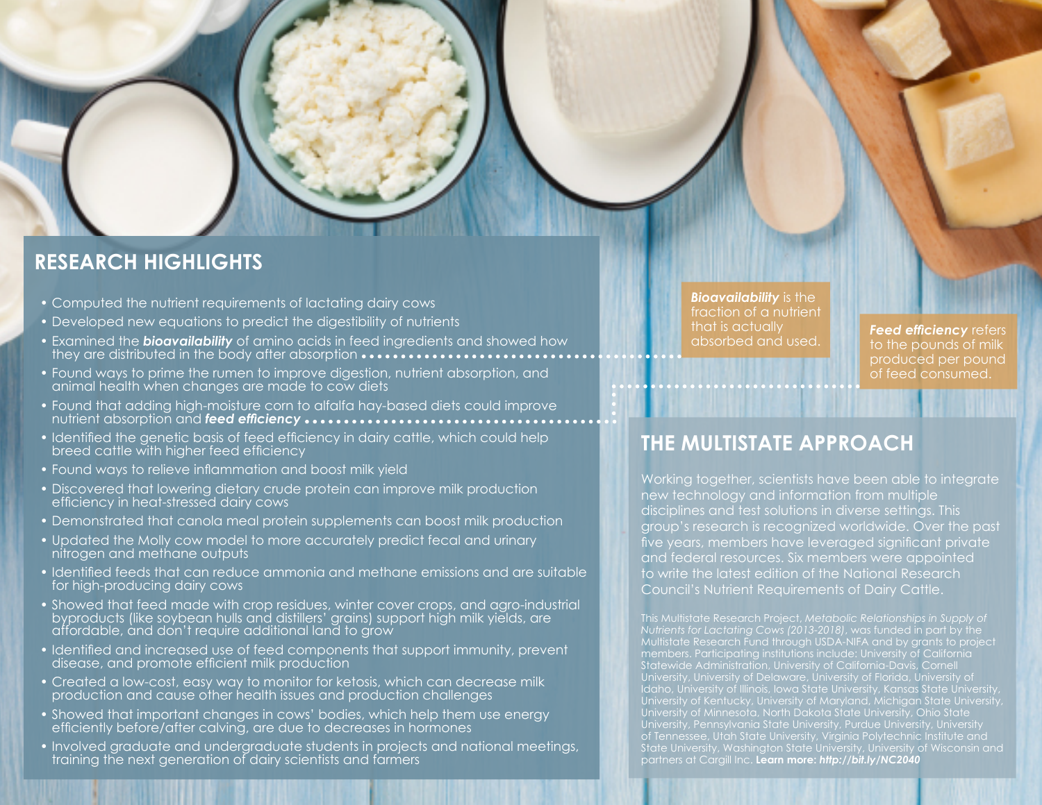## RESEARCH HIGHLIGHTS

- Computed the nutrient requirements of lactating dairy cows
- Developed new equations to predict the digestibility of nutrients
- Examined the ***bioavailability*** of amino acids in feed ingredients and showed how they are distributed in the body after absorption
- Found ways to prime the rumen to improve digestion, nutrient absorption, and animal health when changes are made to cow diets
- Found that adding high-moisture corn to alfalfa hay-based diets could improve nutrient absorption and ***feed efficiency***
- Identified the genetic basis of feed efficiency in dairy cattle, which could help breed cattle with higher feed efficiency
- Found ways to relieve inflammation and boost milk yield
- Discovered that lowering dietary crude protein can improve milk production efficiency in heat-stressed dairy cows
- Demonstrated that canola meal protein supplements can boost milk production
- Updated the Molly cow model to more accurately predict fecal and urinary nitrogen and methane outputs
- Identified feeds that can reduce ammonia and methane emissions and are suitable for high-producing dairy cows
- Showed that feed made with crop residues, winter cover crops, and agro-industrial byproducts (like soybean hulls and distillers' grains) support high milk yields, are affordable, and don't require additional land to grow
- Identified and increased use of feed components that support immunity, prevent disease, and promote efficient milk production
- Created a low-cost, easy way to monitor for ketosis, which can decrease milk production and cause other health issues and production challenges
- Showed that important changes in cows' bodies, which help them use energy efficiently before/after calving, are due to decreases in hormones
- Involved graduate and undergraduate students in projects and national meetings, training the next generation of dairy scientists and farmers

***Bioavailability*** is the fraction of a nutrient that is actually absorbed and used.

***Feed efficiency*** refers to the pounds of milk produced per pound of feed consumed.

## THE MULTISTATE APPROACH

Working together, scientists have been able to integrate new technology and information from multiple disciplines and test solutions in diverse settings. This group's research is recognized worldwide. Over the past five years, members have leveraged significant private and federal resources. Six members were appointed to write the latest edition of the National Research Council's Nutrient Requirements of Dairy Cattle.

This Multistate Research Project, *Metabolic Relationships in Supply of Nutrients for Lactating Cows (2013-2018)*, was funded in part by the Multistate Research Fund through USDA-NIFA and by grants to project members. Participating institutions include: University of California Statewide Administration, University of California-Davis, Cornell University, University of Delaware, University of Florida, University of Idaho, University of Illinois, Iowa State University, Kansas State University, University of Kentucky, University of Maryland, Michigan State University, University of Minnesota, North Dakota State University, Ohio State University, Pennsylvania State University, Purdue University, University of Tennessee, Utah State University, Virginia Polytechnic Institute and State University, Washington State University, University of Wisconsin and partners at Cargill Inc. **Learn more: *http://bit.ly/NC2040***